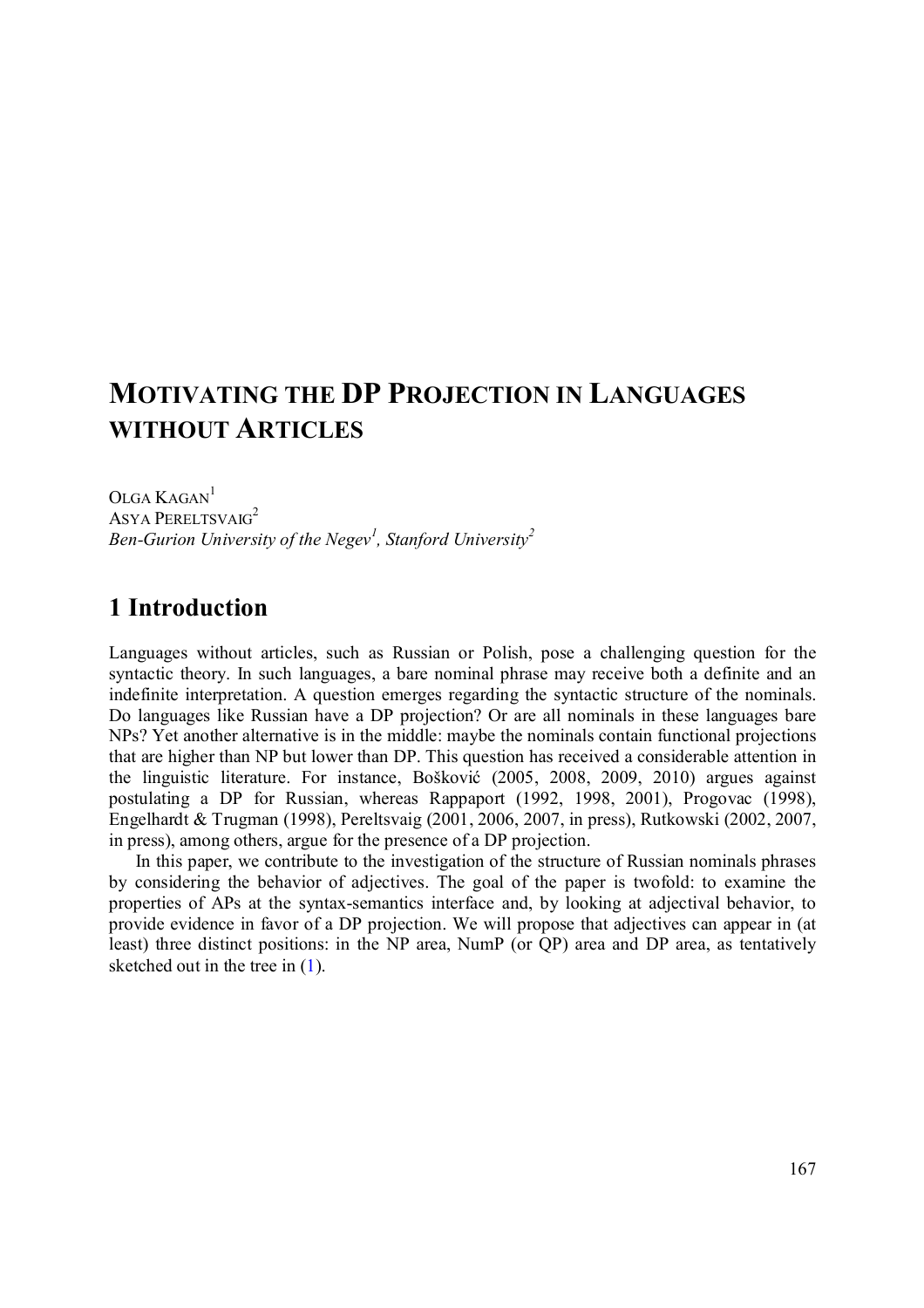# Motivating the DP Projection in Languages without Articles

Olga Kagan[1]
Asya Pereltsvaig[2]
*Ben-Gurion University of the Negev[1], Stanford University[2]*

## 1 Introduction

Languages without articles, such as Russian or Polish, pose a challenging question for the syntactic theory. In such languages, a bare nominal phrase may receive both a definite and an indefinite interpretation. A question emerges regarding the syntactic structure of the nominals. Do languages like Russian have a DP projection? Or are all nominals in these languages bare NPs? Yet another alternative is in the middle: maybe the nominals contain functional projections that are higher than NP but lower than DP. This question has received a considerable attention in the linguistic literature. For instance, Bošković (2005, 2008, 2009, 2010) argues against postulating a DP for Russian, whereas Rappaport (1992, 1998, 2001), Progovac (1998), Engelhardt & Trugman (1998), Pereltsvaig (2001, 2006, 2007, in press), Rutkowski (2002, 2007, in press), among others, argue for the presence of a DP projection.

In this paper, we contribute to the investigation of the structure of Russian nominals phrases by considering the behavior of adjectives. The goal of the paper is twofold: to examine the properties of APs at the syntax-semantics interface and, by looking at adjectival behavior, to provide evidence in favor of a DP projection. We will propose that adjectives can appear in (at least) three distinct positions: in the NP area, NumP (or QP) area and DP area, as tentatively sketched out in the tree in (1).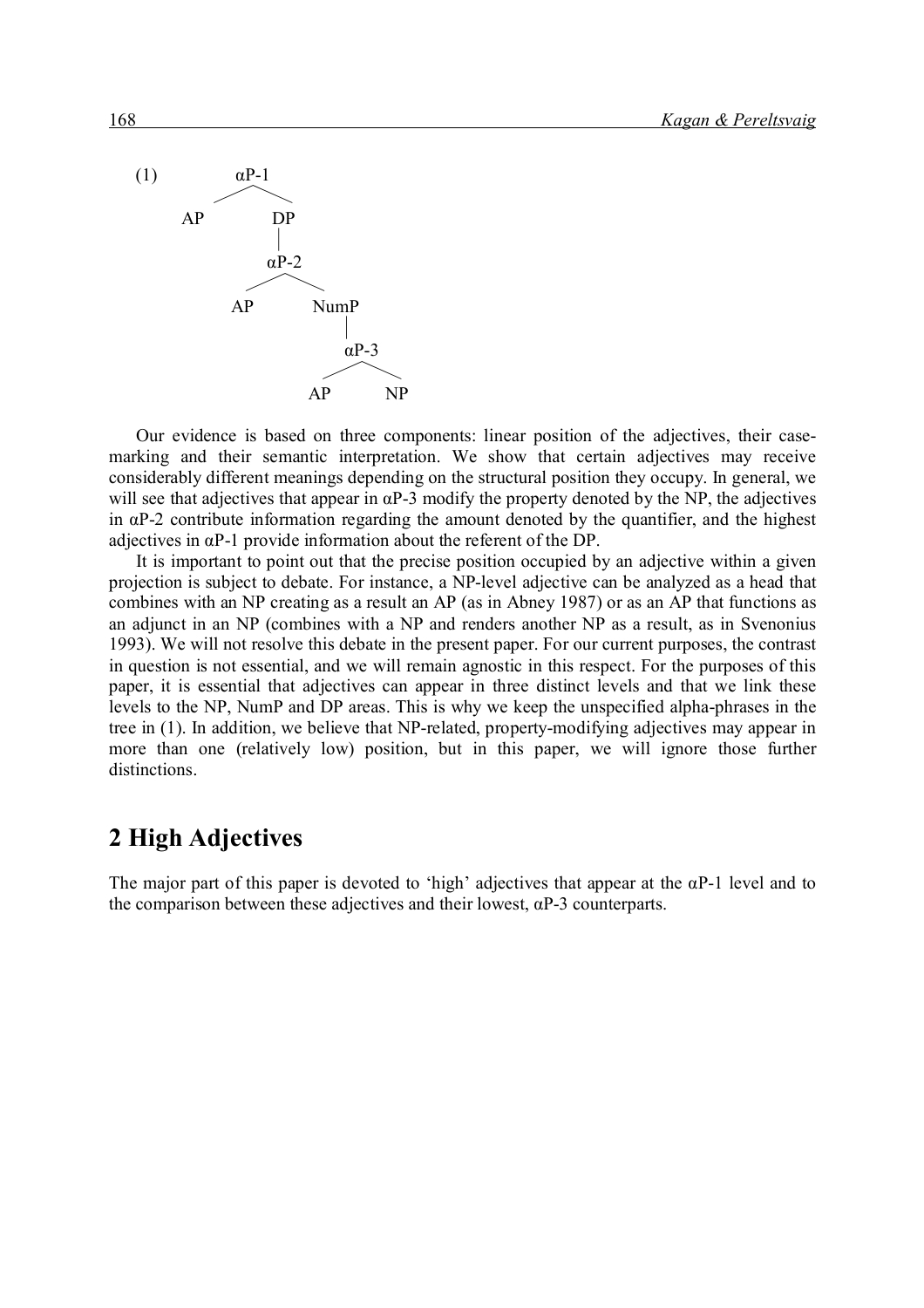(1)

```
            αP-1
           /    \
         AP      DP
                 |
                αP-2
               /    \
             AP     NumP
                     |
                    αP-3
                   /    \
                 AP      NP
```

Our evidence is based on three components: linear position of the adjectives, their case-marking and their semantic interpretation. We show that certain adjectives may receive considerably different meanings depending on the structural position they occupy. In general, we will see that adjectives that appear in αP-3 modify the property denoted by the NP, the adjectives in αP-2 contribute information regarding the amount denoted by the quantifier, and the highest adjectives in αP-1 provide information about the referent of the DP.

It is important to point out that the precise position occupied by an adjective within a given projection is subject to debate. For instance, a NP-level adjective can be analyzed as a head that combines with an NP creating as a result an AP (as in Abney 1987) or as an AP that functions as an adjunct in an NP (combines with a NP and renders another NP as a result, as in Svenonius 1993). We will not resolve this debate in the present paper. For our current purposes, the contrast in question is not essential, and we will remain agnostic in this respect. For the purposes of this paper, it is essential that adjectives can appear in three distinct levels and that we link these levels to the NP, NumP and DP areas. This is why we keep the unspecified alpha-phrases in the tree in (1). In addition, we believe that NP-related, property-modifying adjectives may appear in more than one (relatively low) position, but in this paper, we will ignore those further distinctions.

# 2 High Adjectives

The major part of this paper is devoted to 'high' adjectives that appear at the αP-1 level and to the comparison between these adjectives and their lowest, αP-3 counterparts.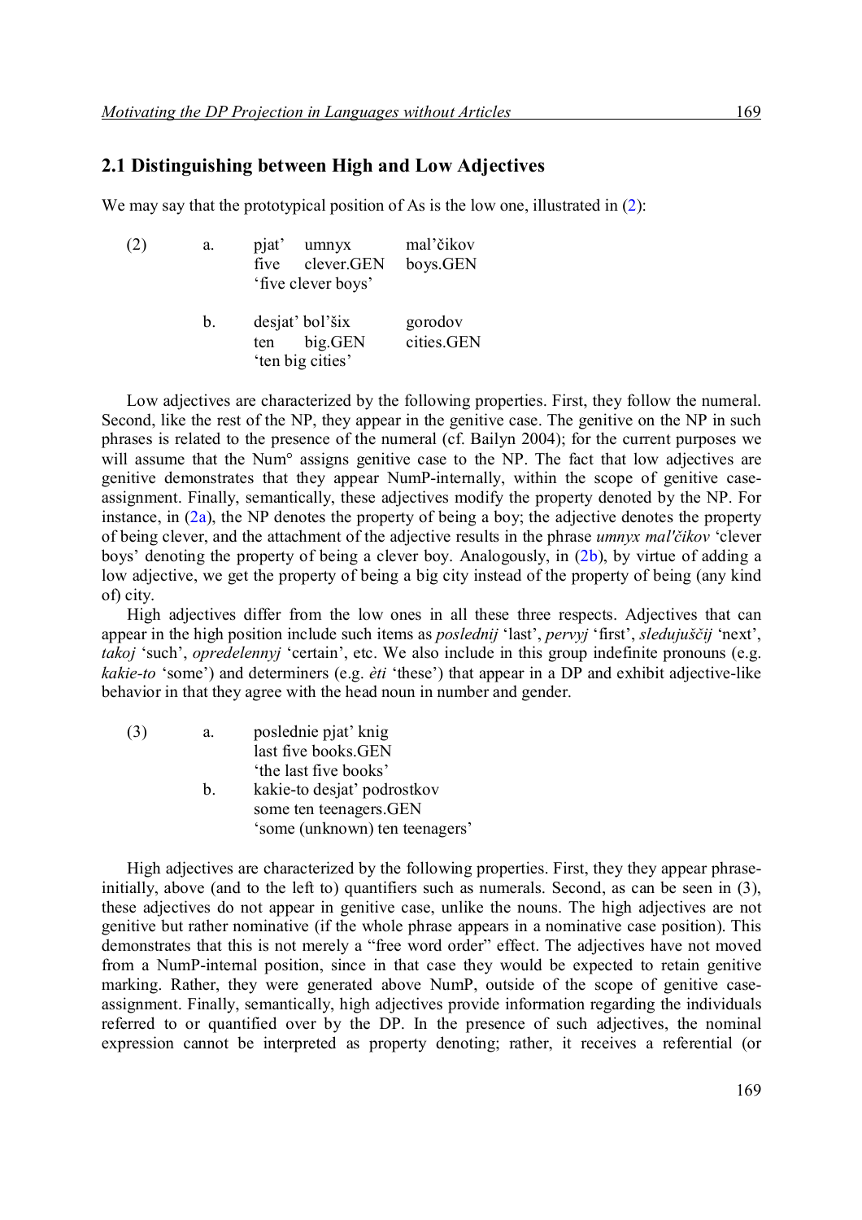## 2.1 Distinguishing between High and Low Adjectives

We may say that the prototypical position of As is the low one, illustrated in (2):

(2) a. pjat' umnyx mal'čikov
   five clever.GEN boys.GEN
   'five clever boys'

  b. desjat' bol'šix gorodov
   ten big.GEN cities.GEN
   'ten big cities'

Low adjectives are characterized by the following properties. First, they follow the numeral. Second, like the rest of the NP, they appear in the genitive case. The genitive on the NP in such phrases is related to the presence of the numeral (cf. Bailyn 2004); for the current purposes we will assume that the Num° assigns genitive case to the NP. The fact that low adjectives are genitive demonstrates that they appear NumP-internally, within the scope of genitive case-assignment. Finally, semantically, these adjectives modify the property denoted by the NP. For instance, in (2a), the NP denotes the property of being a boy; the adjective denotes the property of being clever, and the attachment of the adjective results in the phrase *umnyx mal'čikov* 'clever boys' denoting the property of being a clever boy. Analogously, in (2b), by virtue of adding a low adjective, we get the property of being a big city instead of the property of being (any kind of) city.

High adjectives differ from the low ones in all these three respects. Adjectives that can appear in the high position include such items as *poslednij* 'last', *pervyj* 'first', *sledujuščij* 'next', *takoj* 'such', *opredelennyj* 'certain', etc. We also include in this group indefinite pronouns (e.g. *kakie-to* 'some') and determiners (e.g. *èti* 'these') that appear in a DP and exhibit adjective-like behavior in that they agree with the head noun in number and gender.

(3) a. poslednie pjat' knig
   last five books.GEN
   'the last five books'
  b. kakie-to desjat' podrostkov
   some ten teenagers.GEN
   'some (unknown) ten teenagers'

High adjectives are characterized by the following properties. First, they they appear phrase-initially, above (and to the left to) quantifiers such as numerals. Second, as can be seen in (3), these adjectives do not appear in genitive case, unlike the nouns. The high adjectives are not genitive but rather nominative (if the whole phrase appears in a nominative case position). This demonstrates that this is not merely a "free word order" effect. The adjectives have not moved from a NumP-internal position, since in that case they would be expected to retain genitive marking. Rather, they were generated above NumP, outside of the scope of genitive case-assignment. Finally, semantically, high adjectives provide information regarding the individuals referred to or quantified over by the DP. In the presence of such adjectives, the nominal expression cannot be interpreted as property denoting; rather, it receives a referential (or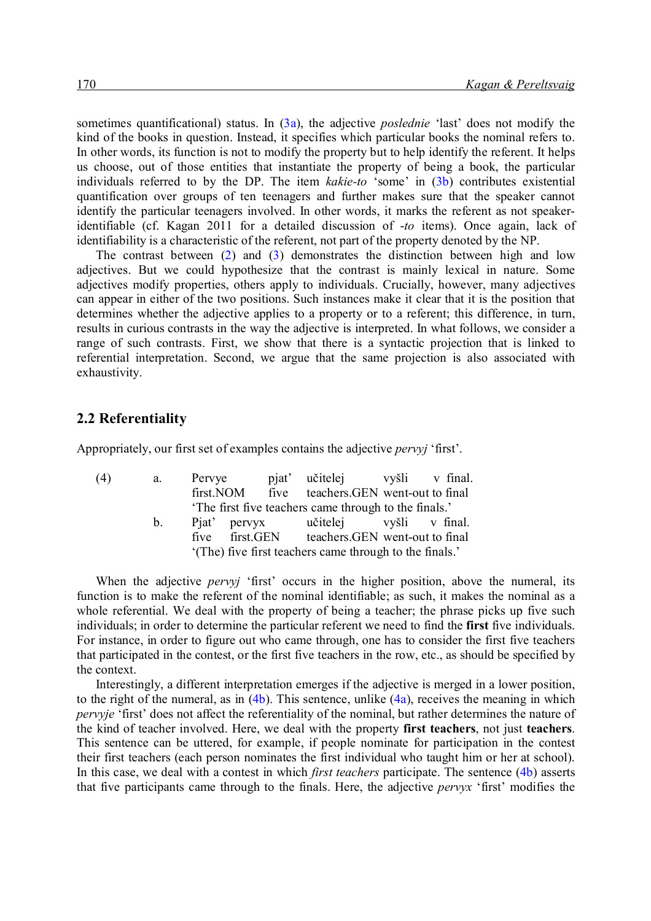sometimes quantificational) status. In (3a), the adjective *poslednie* 'last' does not modify the kind of the books in question. Instead, it specifies which particular books the nominal refers to. In other words, its function is not to modify the property but to help identify the referent. It helps us choose, out of those entities that instantiate the property of being a book, the particular individuals referred to by the DP. The item *kakie-to* 'some' in (3b) contributes existential quantification over groups of ten teenagers and further makes sure that the speaker cannot identify the particular teenagers involved. In other words, it marks the referent as not speaker-identifiable (cf. Kagan 2011 for a detailed discussion of *-to* items). Once again, lack of identifiability is a characteristic of the referent, not part of the property denoted by the NP.

The contrast between (2) and (3) demonstrates the distinction between high and low adjectives. But we could hypothesize that the contrast is mainly lexical in nature. Some adjectives modify properties, others apply to individuals. Crucially, however, many adjectives can appear in either of the two positions. Such instances make it clear that it is the position that determines whether the adjective applies to a property or to a referent; this difference, in turn, results in curious contrasts in the way the adjective is interpreted. In what follows, we consider a range of such contrasts. First, we show that there is a syntactic projection that is linked to referential interpretation. Second, we argue that the same projection is also associated with exhaustivity.

## 2.2 Referentiality

Appropriately, our first set of examples contains the adjective *pervyj* 'first'.

(4) a. Pervye pjat' učitelej vyšli v final.
  first.NOM five teachers.GEN went-out to final
  'The first five teachers came through to the finals.'

  b. Pjat' pervyx učitelej vyšli v final.
  five first.GEN teachers.GEN went-out to final
  '(The) five first teachers came through to the finals.'

When the adjective *pervyj* 'first' occurs in the higher position, above the numeral, its function is to make the referent of the nominal identifiable; as such, it makes the nominal as a whole referential. We deal with the property of being a teacher; the phrase picks up five such individuals; in order to determine the particular referent we need to find the **first** five individuals. For instance, in order to figure out who came through, one has to consider the first five teachers that participated in the contest, or the first five teachers in the row, etc., as should be specified by the context.

Interestingly, a different interpretation emerges if the adjective is merged in a lower position, to the right of the numeral, as in (4b). This sentence, unlike (4a), receives the meaning in which *pervyje* 'first' does not affect the referentiality of the nominal, but rather determines the nature of the kind of teacher involved. Here, we deal with the property **first teachers**, not just **teachers**. This sentence can be uttered, for example, if people nominate for participation in the contest their first teachers (each person nominates the first individual who taught him or her at school). In this case, we deal with a contest in which *first teachers* participate. The sentence (4b) asserts that five participants came through to the finals. Here, the adjective *pervyx* 'first' modifies the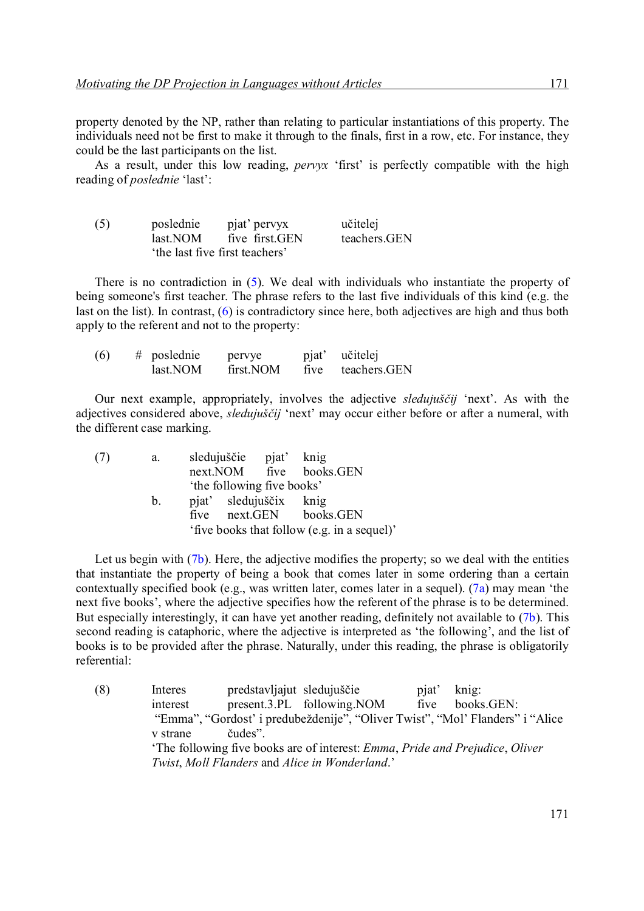property denoted by the NP, rather than relating to particular instantiations of this property. The individuals need not be first to make it through to the finals, first in a row, etc. For instance, they could be the last participants on the list.

As a result, under this low reading, *pervyx* 'first' is perfectly compatible with the high reading of *poslednie* 'last':

(5) poslednie pjat' pervyx učitelej
last.NOM five first.GEN teachers.GEN
'the last five first teachers'

There is no contradiction in (5). We deal with individuals who instantiate the property of being someone's first teacher. The phrase refers to the last five individuals of this kind (e.g. the last on the list). In contrast, (6) is contradictory since here, both adjectives are high and thus both apply to the referent and not to the property:

(6) # poslednie pervye pjat' učitelej
last.NOM first.NOM five teachers.GEN

Our next example, appropriately, involves the adjective *sledujuščij* 'next'. As with the adjectives considered above, *sledujuščij* 'next' may occur either before or after a numeral, with the different case marking.

(7) a. sledujuščie pjat' knig
next.NOM five books.GEN
'the following five books'

b. pjat' sledujuščix knig
five next.GEN books.GEN
'five books that follow (e.g. in a sequel)'

Let us begin with (7b). Here, the adjective modifies the property; so we deal with the entities that instantiate the property of being a book that comes later in some ordering than a certain contextually specified book (e.g., was written later, comes later in a sequel). (7a) may mean 'the next five books', where the adjective specifies how the referent of the phrase is to be determined. But especially interestingly, it can have yet another reading, definitely not available to (7b). This second reading is cataphoric, where the adjective is interpreted as 'the following', and the list of books is to be provided after the phrase. Naturally, under this reading, the phrase is obligatorily referential:

(8) Interes predstavljajut sledujuščie pjat' knig:
interest present.3.PL following.NOM five books.GEN:
"Emma", "Gordost' i predubeždenije", "Oliver Twist", "Mol' Flanders" i "Alice v strane čudes".
'The following five books are of interest: *Emma*, *Pride and Prejudice*, *Oliver Twist*, *Moll Flanders* and *Alice in Wonderland*.'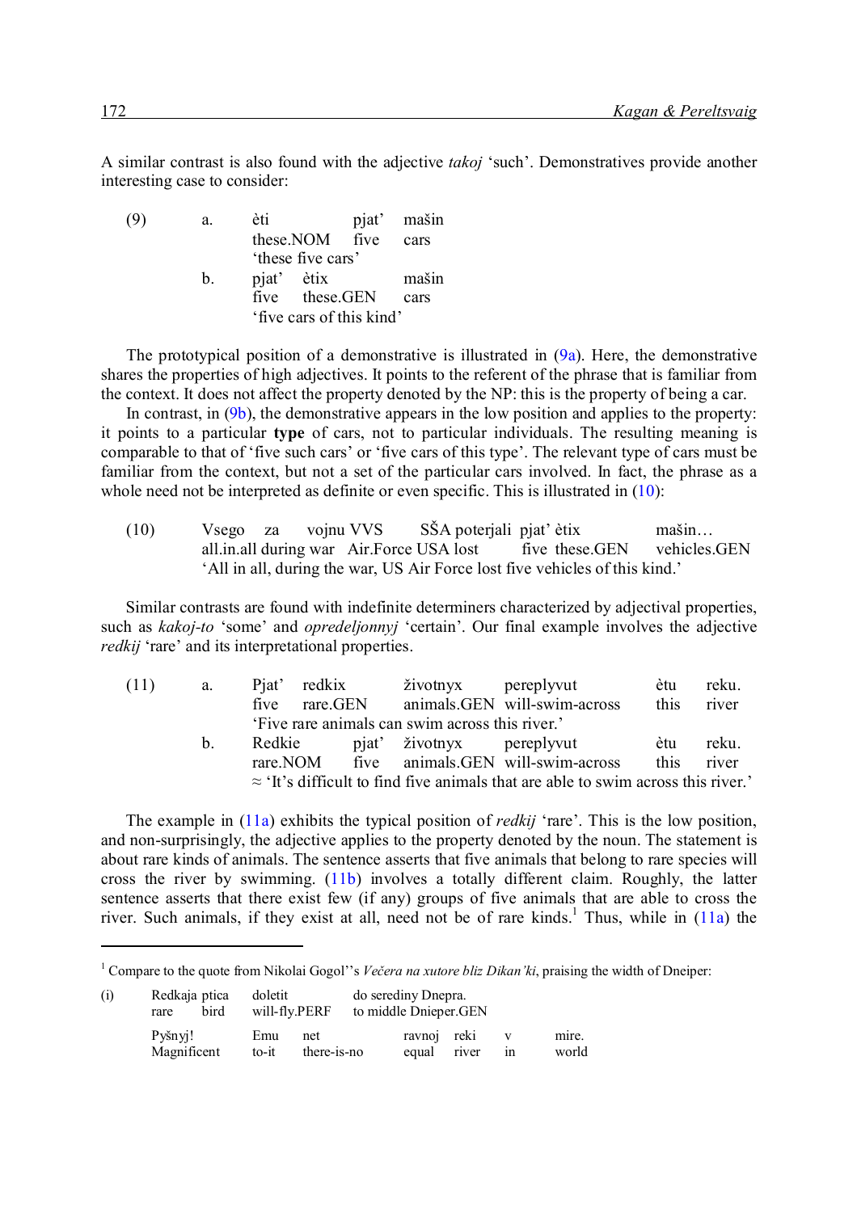A similar contrast is also found with the adjective *takoj* 'such'. Demonstratives provide another interesting case to consider:

(9) a. èti pjat' mašin
these.NOM five cars
'these five cars'

b. pjat' ètix mašin
five these.GEN cars
'five cars of this kind'

The prototypical position of a demonstrative is illustrated in (9a). Here, the demonstrative shares the properties of high adjectives. It points to the referent of the phrase that is familiar from the context. It does not affect the property denoted by the NP: this is the property of being a car.

In contrast, in (9b), the demonstrative appears in the low position and applies to the property: it points to a particular **type** of cars, not to particular individuals. The resulting meaning is comparable to that of 'five such cars' or 'five cars of this type'. The relevant type of cars must be familiar from the context, but not a set of the particular cars involved. In fact, the phrase as a whole need not be interpreted as definite or even specific. This is illustrated in (10):

(10) Vsego za vojnu VVS SŠA poterjali pjat' ètix mašin…
all.in.all during war Air.Force USA lost five these.GEN vehicles.GEN
'All in all, during the war, US Air Force lost five vehicles of this kind.'

Similar contrasts are found with indefinite determiners characterized by adjectival properties, such as *kakoj-to* 'some' and *opredeljonnyj* 'certain'. Our final example involves the adjective *redkij* 'rare' and its interpretational properties.

(11) a. Pjat' redkix životnyx pereplyvut ètu reku.
five rare.GEN animals.GEN will-swim-across this river
'Five rare animals can swim across this river.'

b. Redkie pjat' životnyx pereplyvut ètu reku.
rare.NOM five animals.GEN will-swim-across this river
≈ 'It's difficult to find five animals that are able to swim across this river.'

The example in (11a) exhibits the typical position of *redkij* 'rare'. This is the low position, and non-surprisingly, the adjective applies to the property denoted by the noun. The statement is about rare kinds of animals. The sentence asserts that five animals that belong to rare species will cross the river by swimming. (11b) involves a totally different claim. Roughly, the latter sentence asserts that there exist few (if any) groups of five animals that are able to cross the river. Such animals, if they exist at all, need not be of rare kinds.[1] Thus, while in (11a) the

---

[1] Compare to the quote from Nikolai Gogol''s *Večera na xutore bliz Dikan'ki*, praising the width of Dneiper:

(i) Redkaja ptica doletit do serediny Dnepra.
rare bird will-fly.PERF to middle Dnieper.GEN
Pyšnyj! Emu net ravnoj reki v mire.
Magnificent to-it there-is-no equal river in world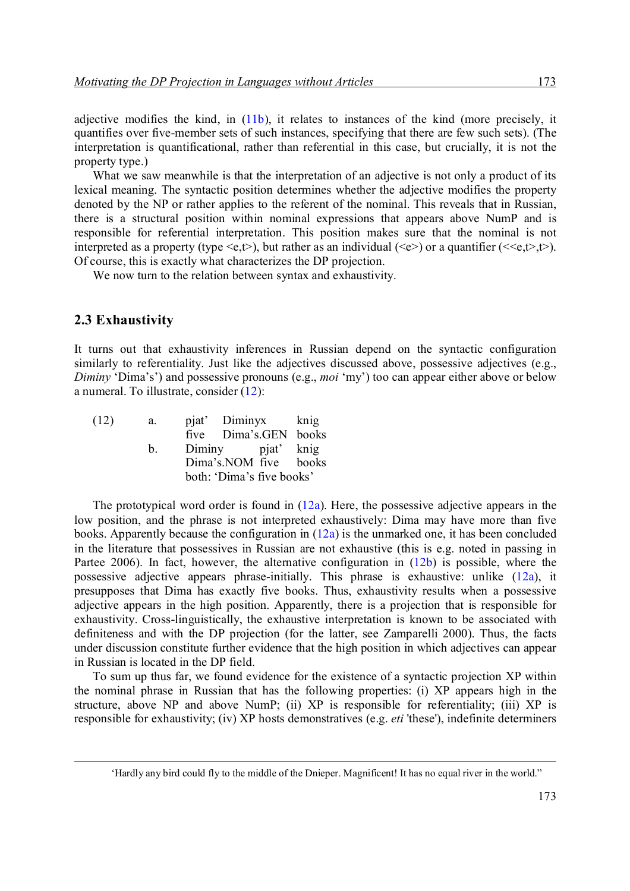adjective modifies the kind, in (11b), it relates to instances of the kind (more precisely, it quantifies over five-member sets of such instances, specifying that there are few such sets). (The interpretation is quantificational, rather than referential in this case, but crucially, it is not the property type.)

What we saw meanwhile is that the interpretation of an adjective is not only a product of its lexical meaning. The syntactic position determines whether the adjective modifies the property denoted by the NP or rather applies to the referent of the nominal. This reveals that in Russian, there is a structural position within nominal expressions that appears above NumP and is responsible for referential interpretation. This position makes sure that the nominal is not interpreted as a property (type <e,t>), but rather as an individual (<e>) or a quantifier (<<e,t>,t>). Of course, this is exactly what characterizes the DP projection.

We now turn to the relation between syntax and exhaustivity.

## 2.3 Exhaustivity

It turns out that exhaustivity inferences in Russian depend on the syntactic configuration similarly to referentiality. Just like the adjectives discussed above, possessive adjectives (e.g., *Diminy* 'Dima's') and possessive pronouns (e.g., *moi* 'my') too can appear either above or below a numeral. To illustrate, consider (12):

(12) a. pjat' Diminyx knig
  five Dima's.GEN books
 b. Diminy pjat' knig
  Dima's.NOM five books
  both: 'Dima's five books'

The prototypical word order is found in (12a). Here, the possessive adjective appears in the low position, and the phrase is not interpreted exhaustively: Dima may have more than five books. Apparently because the configuration in (12a) is the unmarked one, it has been concluded in the literature that possessives in Russian are not exhaustive (this is e.g. noted in passing in Partee 2006). In fact, however, the alternative configuration in (12b) is possible, where the possessive adjective appears phrase-initially. This phrase is exhaustive: unlike (12a), it presupposes that Dima has exactly five books. Thus, exhaustivity results when a possessive adjective appears in the high position. Apparently, there is a projection that is responsible for exhaustivity. Cross-linguistically, the exhaustive interpretation is known to be associated with definiteness and with the DP projection (for the latter, see Zamparelli 2000). Thus, the facts under discussion constitute further evidence that the high position in which adjectives can appear in Russian is located in the DP field.

To sum up thus far, we found evidence for the existence of a syntactic projection XP within the nominal phrase in Russian that has the following properties: (i) XP appears high in the structure, above NP and above NumP; (ii) XP is responsible for referentiality; (iii) XP is responsible for exhaustivity; (iv) XP hosts demonstratives (e.g. *eti* 'these'), indefinite determiners

'Hardly any bird could fly to the middle of the Dnieper. Magnificent! It has no equal river in the world."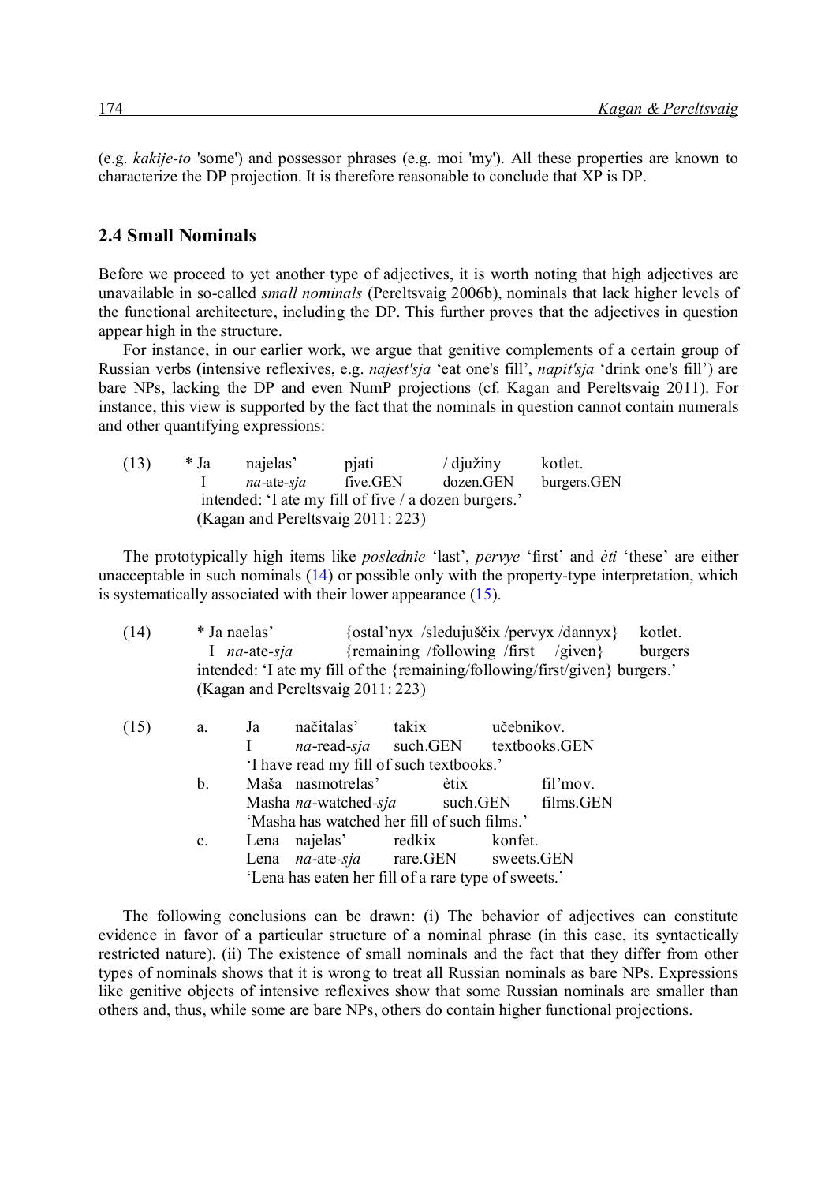(e.g. *kakije-to* 'some') and possessor phrases (e.g. moi 'my'). All these properties are known to characterize the DP projection. It is therefore reasonable to conclude that XP is DP.

## 2.4 Small Nominals

Before we proceed to yet another type of adjectives, it is worth noting that high adjectives are unavailable in so-called *small nominals* (Pereltsvaig 2006b), nominals that lack higher levels of the functional architecture, including the DP. This further proves that the adjectives in question appear high in the structure.

For instance, in our earlier work, we argue that genitive complements of a certain group of Russian verbs (intensive reflexives, e.g. *najest'sja* 'eat one's fill', *napit'sja* 'drink one's fill') are bare NPs, lacking the DP and even NumP projections (cf. Kagan and Pereltsvaig 2011). For instance, this view is supported by the fact that the nominals in question cannot contain numerals and other quantifying expressions:

(13) * Ja najelas' pjati / djužiny kotlet.
  I *na*-ate-*sja* five.GEN dozen.GEN burgers.GEN
  intended: 'I ate my fill of five / a dozen burgers.'
  (Kagan and Pereltsvaig 2011: 223)

The prototypically high items like *poslednie* 'last', *pervye* 'first' and *èti* 'these' are either unacceptable in such nominals (14) or possible only with the property-type interpretation, which is systematically associated with their lower appearance (15).

(14) * Ja naelas' {ostal'nyx /sledujuščix /pervyx /dannyx} kotlet.
  I *na*-ate-*sja* {remaining /following /first /given} burgers
  intended: 'I ate my fill of the {remaining/following/first/given} burgers.'
  (Kagan and Pereltsvaig 2011: 223)

(15) a. Ja načitalas' takix učebnikov.
  I *na*-read-*sja* such.GEN textbooks.GEN
  'I have read my fill of such textbooks.'
 b. Maša nasmotrelas' ètix fil'mov.
  Masha *na*-watched-*sja* such.GEN films.GEN
  'Masha has watched her fill of such films.'
 c. Lena najelas' redkix konfet.
  Lena *na*-ate-*sja* rare.GEN sweets.GEN
  'Lena has eaten her fill of a rare type of sweets.'

The following conclusions can be drawn: (i) The behavior of adjectives can constitute evidence in favor of a particular structure of a nominal phrase (in this case, its syntactically restricted nature). (ii) The existence of small nominals and the fact that they differ from other types of nominals shows that it is wrong to treat all Russian nominals as bare NPs. Expressions like genitive objects of intensive reflexives show that some Russian nominals are smaller than others and, thus, while some are bare NPs, others do contain higher functional projections.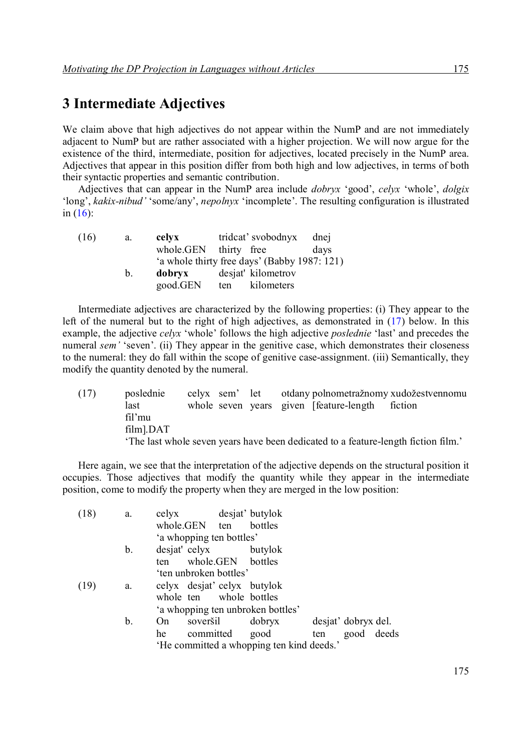## 3 Intermediate Adjectives

We claim above that high adjectives do not appear within the NumP and are not immediately adjacent to NumP but are rather associated with a higher projection. We will now argue for the existence of the third, intermediate, position for adjectives, located precisely in the NumP area. Adjectives that appear in this position differ from both high and low adjectives, in terms of both their syntactic properties and semantic contribution.

Adjectives that can appear in the NumP area include *dobryx* 'good', *celyx* 'whole', *dolgix* 'long', *kakix-nibud'* 'some/any', *nepolnyx* 'incomplete'. The resulting configuration is illustrated in (16):

(16) a. **celyx** tridcat' svobodnyx dnej
  whole.GEN thirty free days
  'a whole thirty free days' (Babby 1987: 121)

 b. **dobryx** desjat' kilometrov
  good.GEN ten kilometers

Intermediate adjectives are characterized by the following properties: (i) They appear to the left of the numeral but to the right of high adjectives, as demonstrated in (17) below. In this example, the adjective *celyx* 'whole' follows the high adjective *poslednie* 'last' and precedes the numeral *sem'* 'seven'. (ii) They appear in the genitive case, which demonstrates their closeness to the numeral: they do fall within the scope of genitive case-assignment. (iii) Semantically, they modify the quantity denoted by the numeral.

(17) poslednie celyx sem' let otdany polnometražnomy xudožestvennomu fil'mu
  last whole seven years given [feature-length fiction film].DAT
  'The last whole seven years have been dedicated to a feature-length fiction film.'

Here again, we see that the interpretation of the adjective depends on the structural position it occupies. Those adjectives that modify the quantity while they appear in the intermediate position, come to modify the property when they are merged in the low position:

(18) a. celyx desjat' butylok
  whole.GEN ten bottles
  'a whopping ten bottles'

 b. desjat' celyx butylok
  ten whole.GEN bottles
  'ten unbroken bottles'

(19) a. celyx desjat' celyx butylok
  whole ten whole bottles
  'a whopping ten unbroken bottles'

 b. On soveršil dobryx desjat' dobryx del.
  he committed good ten good deeds
  'He committed a whopping ten kind deeds.'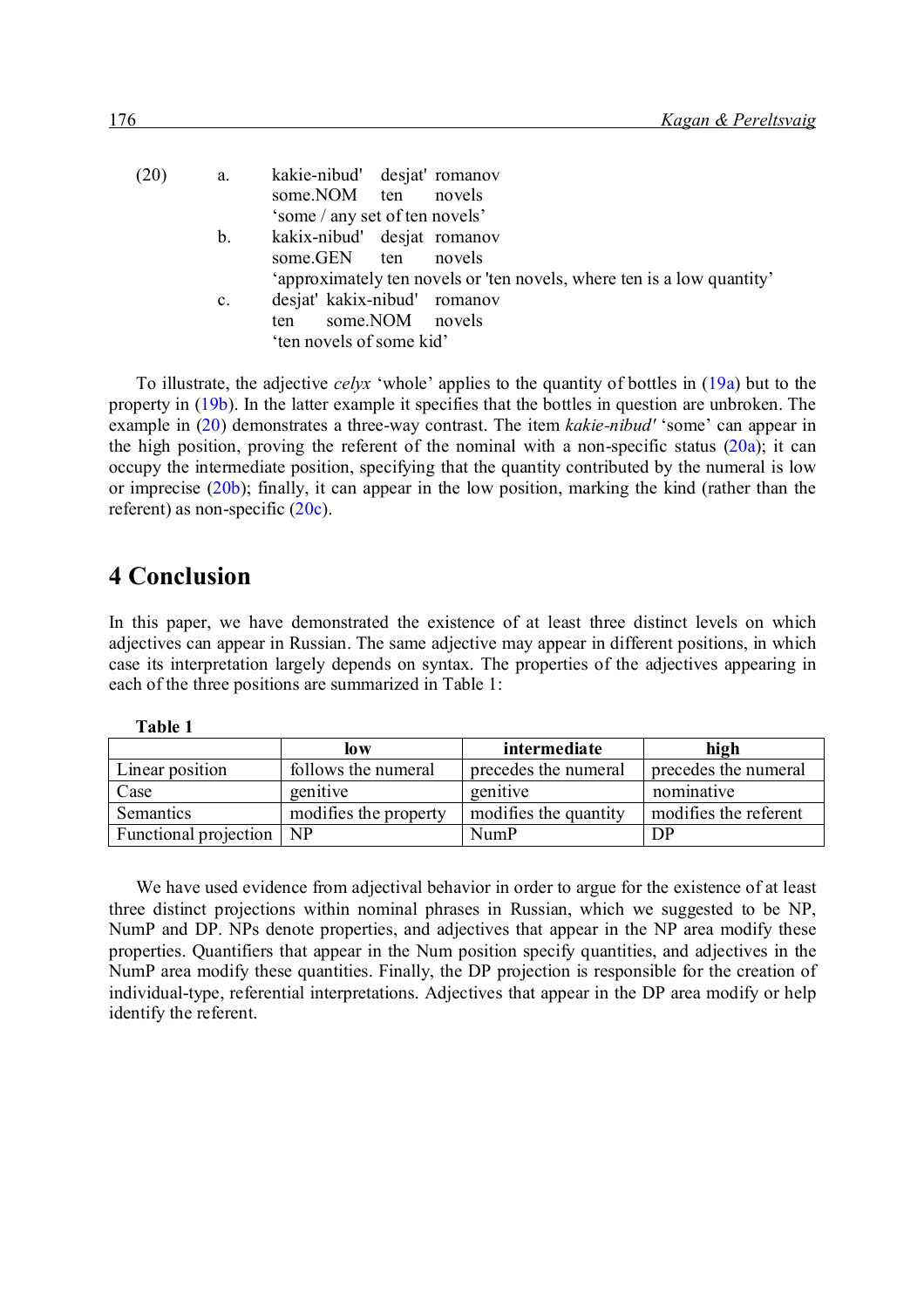(20) a. kakie-nibud' desjat' romanov
some.NOM ten novels
'some / any set of ten novels'

b. kakix-nibud' desjat romanov
some.GEN ten novels
'approximately ten novels or 'ten novels, where ten is a low quantity'

c. desjat' kakie-nibud' romanov
ten some.NOM novels
'ten novels of some kid'

To illustrate, the adjective *celyx* 'whole' applies to the quantity of bottles in (19a) but to the property in (19b). In the latter example it specifies that the bottles in question are unbroken. The example in (20) demonstrates a three-way contrast. The item *kakie-nibud'* 'some' can appear in the high position, proving the referent of the nominal with a non-specific status (20a); it can occupy the intermediate position, specifying that the quantity contributed by the numeral is low or imprecise (20b); finally, it can appear in the low position, marking the kind (rather than the referent) as non-specific (20c).

# 4 Conclusion

In this paper, we have demonstrated the existence of at least three distinct levels on which adjectives can appear in Russian. The same adjective may appear in different positions, in which case its interpretation largely depends on syntax. The properties of the adjectives appearing in each of the three positions are summarized in Table 1:

**Table 1**

| | **low** | **intermediate** | **high** |
|---|---|---|---|
| Linear position | follows the numeral | precedes the numeral | precedes the numeral |
| Case | genitive | genitive | nominative |
| Semantics | modifies the property | modifies the quantity | modifies the referent |
| Functional projection | NP | NumP | DP |

We have used evidence from adjectival behavior in order to argue for the existence of at least three distinct projections within nominal phrases in Russian, which we suggested to be NP, NumP and DP. NPs denote properties, and adjectives that appear in the NP area modify these properties. Quantifiers that appear in the Num position specify quantities, and adjectives in the NumP area modify these quantities. Finally, the DP projection is responsible for the creation of individual-type, referential interpretations. Adjectives that appear in the DP area modify or help identify the referent.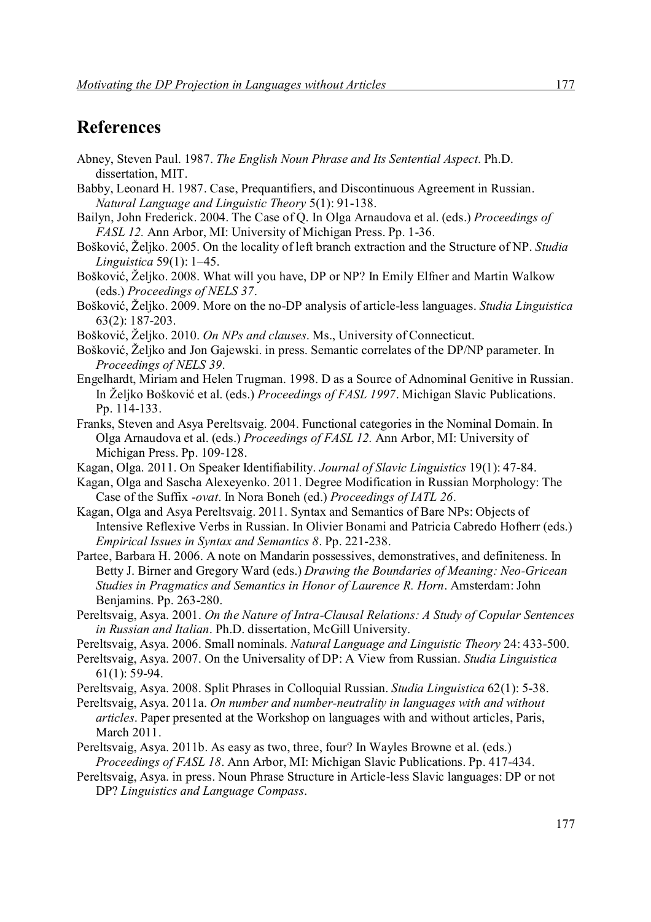## References

Abney, Steven Paul. 1987. *The English Noun Phrase and Its Sentential Aspect*. Ph.D. dissertation, MIT.

Babby, Leonard H. 1987. Case, Prequantifiers, and Discontinuous Agreement in Russian. *Natural Language and Linguistic Theory* 5(1): 91-138.

Bailyn, John Frederick. 2004. The Case of Q. In Olga Arnaudova et al. (eds.) *Proceedings of FASL 12.* Ann Arbor, MI: University of Michigan Press. Pp. 1-36.

Bošković, Željko. 2005. On the locality of left branch extraction and the Structure of NP. *Studia Linguistica* 59(1): 1–45.

Bošković, Željko. 2008. What will you have, DP or NP? In Emily Elfner and Martin Walkow (eds.) *Proceedings of NELS 37*.

Bošković, Željko. 2009. More on the no-DP analysis of article-less languages. *Studia Linguistica* 63(2): 187-203.

Bošković, Željko. 2010. *On NPs and clauses*. Ms., University of Connecticut.

Bošković, Željko and Jon Gajewski. in press. Semantic correlates of the DP/NP parameter. In *Proceedings of NELS 39*.

Engelhardt, Miriam and Helen Trugman. 1998. D as a Source of Adnominal Genitive in Russian. In Željko Bošković et al. (eds.) *Proceedings of FASL 1997*. Michigan Slavic Publications. Pp. 114-133.

Franks, Steven and Asya Pereltsvaig. 2004. Functional categories in the Nominal Domain. In Olga Arnaudova et al. (eds.) *Proceedings of FASL 12.* Ann Arbor, MI: University of Michigan Press. Pp. 109-128.

Kagan, Olga. 2011. On Speaker Identifiability. *Journal of Slavic Linguistics* 19(1): 47-84.

Kagan, Olga and Sascha Alexeyenko. 2011. Degree Modification in Russian Morphology: The Case of the Suffix *-ovat*. In Nora Boneh (ed.) *Proceedings of IATL 26*.

Kagan, Olga and Asya Pereltsvaig. 2011. Syntax and Semantics of Bare NPs: Objects of Intensive Reflexive Verbs in Russian. In Olivier Bonami and Patricia Cabredo Hofherr (eds.) *Empirical Issues in Syntax and Semantics 8*. Pp. 221-238.

Partee, Barbara H. 2006. A note on Mandarin possessives, demonstratives, and definiteness. In Betty J. Birner and Gregory Ward (eds.) *Drawing the Boundaries of Meaning: Neo-Gricean Studies in Pragmatics and Semantics in Honor of Laurence R. Horn*. Amsterdam: John Benjamins. Pp. 263-280.

Pereltsvaig, Asya. 2001. *On the Nature of Intra-Clausal Relations: A Study of Copular Sentences in Russian and Italian*. Ph.D. dissertation, McGill University.

Pereltsvaig, Asya. 2006. Small nominals. *Natural Language and Linguistic Theory* 24: 433-500.

Pereltsvaig, Asya. 2007. On the Universality of DP: A View from Russian. *Studia Linguistica* 61(1): 59-94.

Pereltsvaig, Asya. 2008. Split Phrases in Colloquial Russian. *Studia Linguistica* 62(1): 5-38.

Pereltsvaig, Asya. 2011a. *On number and number-neutrality in languages with and without articles*. Paper presented at the Workshop on languages with and without articles, Paris, March 2011.

Pereltsvaig, Asya. 2011b. As easy as two, three, four? In Wayles Browne et al. (eds.) *Proceedings of FASL 18*. Ann Arbor, MI: Michigan Slavic Publications. Pp. 417-434.

Pereltsvaig, Asya. in press. Noun Phrase Structure in Article-less Slavic languages: DP or not DP? *Linguistics and Language Compass*.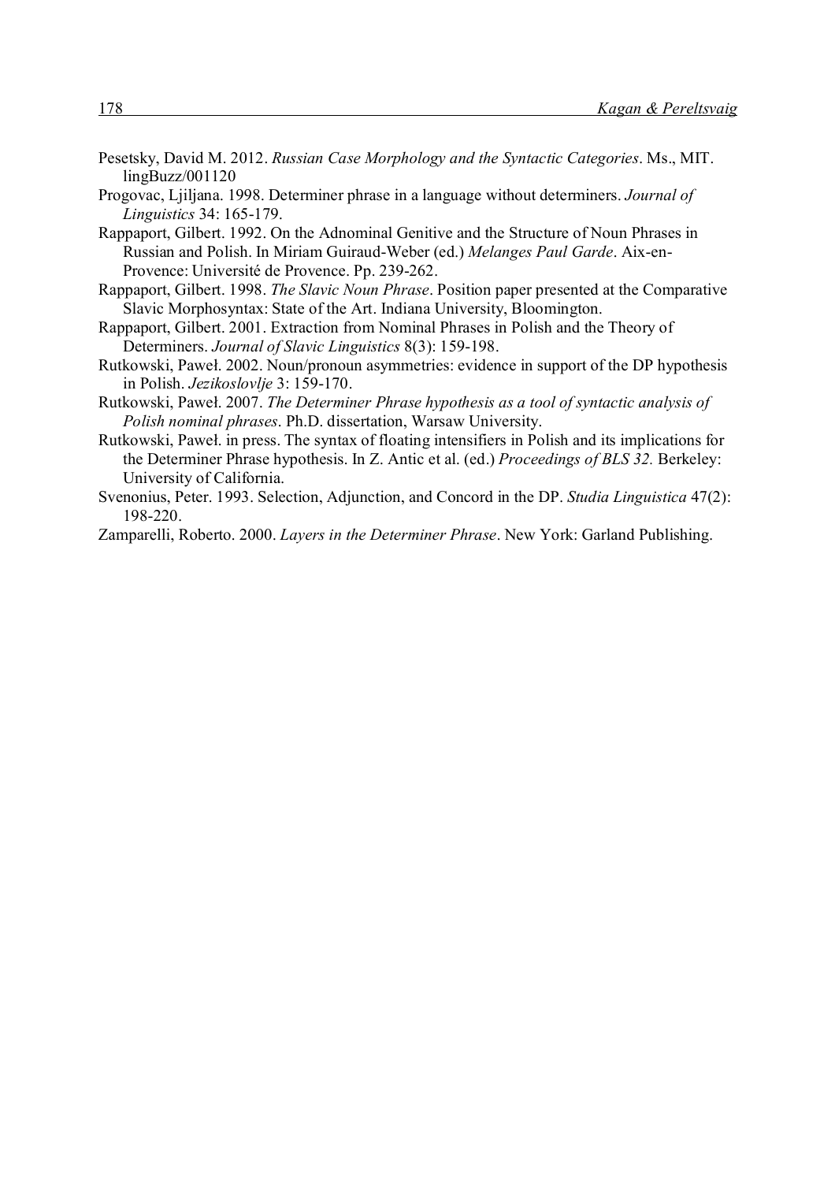Pesetsky, David M. 2012. *Russian Case Morphology and the Syntactic Categories*. Ms., MIT. lingBuzz/001120

Progovac, Ljiljana. 1998. Determiner phrase in a language without determiners. *Journal of Linguistics* 34: 165-179.

Rappaport, Gilbert. 1992. On the Adnominal Genitive and the Structure of Noun Phrases in Russian and Polish. In Miriam Guiraud-Weber (ed.) *Melanges Paul Garde*. Aix-en-Provence: Université de Provence. Pp. 239-262.

Rappaport, Gilbert. 1998. *The Slavic Noun Phrase*. Position paper presented at the Comparative Slavic Morphosyntax: State of the Art. Indiana University, Bloomington.

Rappaport, Gilbert. 2001. Extraction from Nominal Phrases in Polish and the Theory of Determiners. *Journal of Slavic Linguistics* 8(3): 159-198.

Rutkowski, Paweł. 2002. Noun/pronoun asymmetries: evidence in support of the DP hypothesis in Polish. *Jezikoslovlje* 3: 159-170.

Rutkowski, Paweł. 2007. *The Determiner Phrase hypothesis as a tool of syntactic analysis of Polish nominal phrases*. Ph.D. dissertation, Warsaw University.

Rutkowski, Paweł. in press. The syntax of floating intensifiers in Polish and its implications for the Determiner Phrase hypothesis. In Z. Antic et al. (ed.) *Proceedings of BLS 32.* Berkeley: University of California.

Svenonius, Peter. 1993. Selection, Adjunction, and Concord in the DP. *Studia Linguistica* 47(2): 198-220.

Zamparelli, Roberto. 2000. *Layers in the Determiner Phrase*. New York: Garland Publishing.